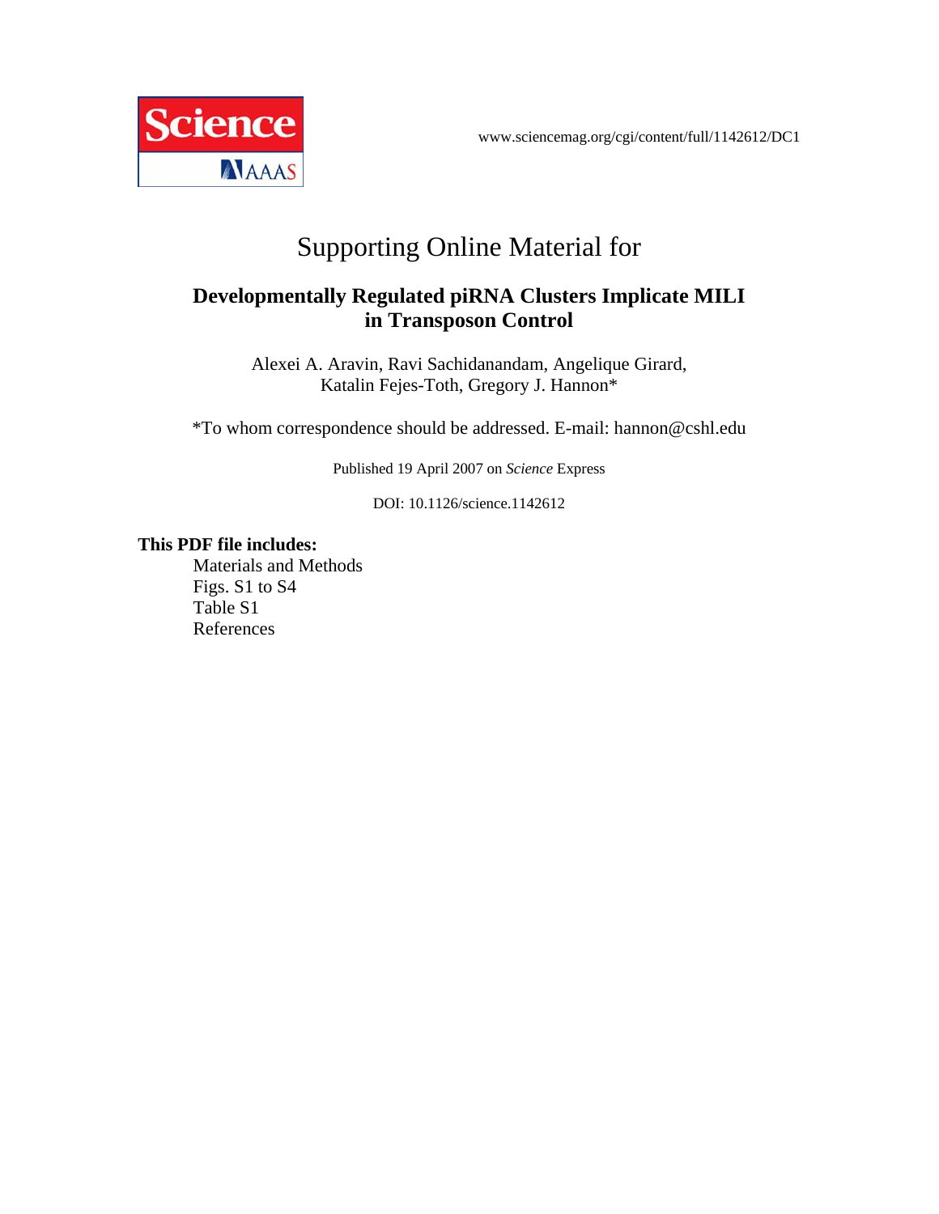Science AAAS

www.sciencemag.org/cgi/content/full/1142612/DC1

# Supporting Online Material for

## Developmentally Regulated piRNA Clusters Implicate MILI in Transposon Control

Alexei A. Aravin, Ravi Sachidanandam, Angelique Girard, Katalin Fejes-Toth, Gregory J. Hannon*

*To whom correspondence should be addressed. E-mail: hannon@cshl.edu

Published 19 April 2007 on *Science* Express

DOI: 10.1126/science.1142612

**This PDF file includes:**

- Materials and Methods
- Figs. S1 to S4
- Table S1
- References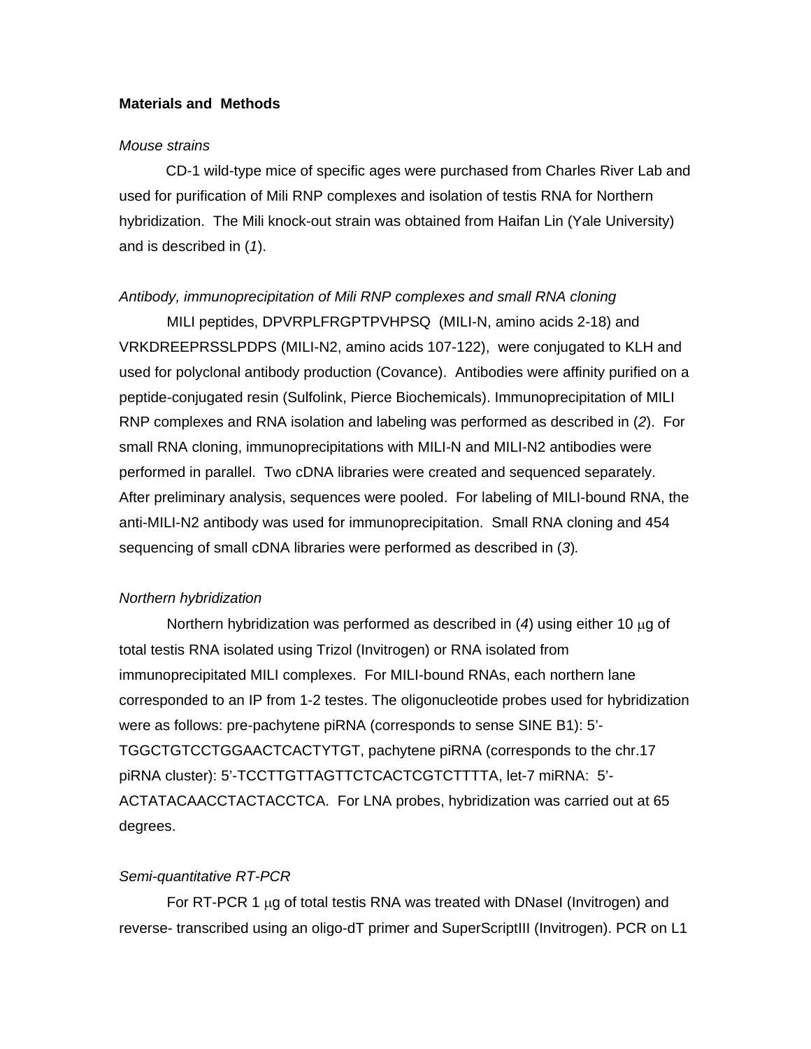**Materials and Methods**

*Mouse strains*

CD-1 wild-type mice of specific ages were purchased from Charles River Lab and used for purification of Mili RNP complexes and isolation of testis RNA for Northern hybridization. The Mili knock-out strain was obtained from Haifan Lin (Yale University) and is described in (*1*).

*Antibody, immunoprecipitation of Mili RNP complexes and small RNA cloning*

MILI peptides, DPVRPLFRGPTPVHPSQ (MILI-N, amino acids 2-18) and VRKDREEPRSSLPDPS (MILI-N2, amino acids 107-122), were conjugated to KLH and used for polyclonal antibody production (Covance). Antibodies were affinity purified on a peptide-conjugated resin (Sulfolink, Pierce Biochemicals). Immunoprecipitation of MILI RNP complexes and RNA isolation and labeling was performed as described in (*2*). For small RNA cloning, immunoprecipitations with MILI-N and MILI-N2 antibodies were performed in parallel. Two cDNA libraries were created and sequenced separately. After preliminary analysis, sequences were pooled. For labeling of MILI-bound RNA, the anti-MILI-N2 antibody was used for immunoprecipitation. Small RNA cloning and 454 sequencing of small cDNA libraries were performed as described in (*3*).

*Northern hybridization*

Northern hybridization was performed as described in (*4*) using either 10 μg of total testis RNA isolated using Trizol (Invitrogen) or RNA isolated from immunoprecipitated MILI complexes. For MILI-bound RNAs, each northern lane corresponded to an IP from 1-2 testes. The oligonucleotide probes used for hybridization were as follows: pre-pachytene piRNA (corresponds to sense SINE B1): 5'-TGGCTGTCCTGGAACTCACTYTGT, pachytene piRNA (corresponds to the chr.17 piRNA cluster): 5'-TCCTTGTTAGTTCTCACTCGTCTTTTA, let-7 miRNA: 5'-ACTATACAACCTACTACCTCA. For LNA probes, hybridization was carried out at 65 degrees.

*Semi-quantitative RT-PCR*

For RT-PCR 1 μg of total testis RNA was treated with DNaseI (Invitrogen) and reverse- transcribed using an oligo-dT primer and SuperScriptIII (Invitrogen). PCR on L1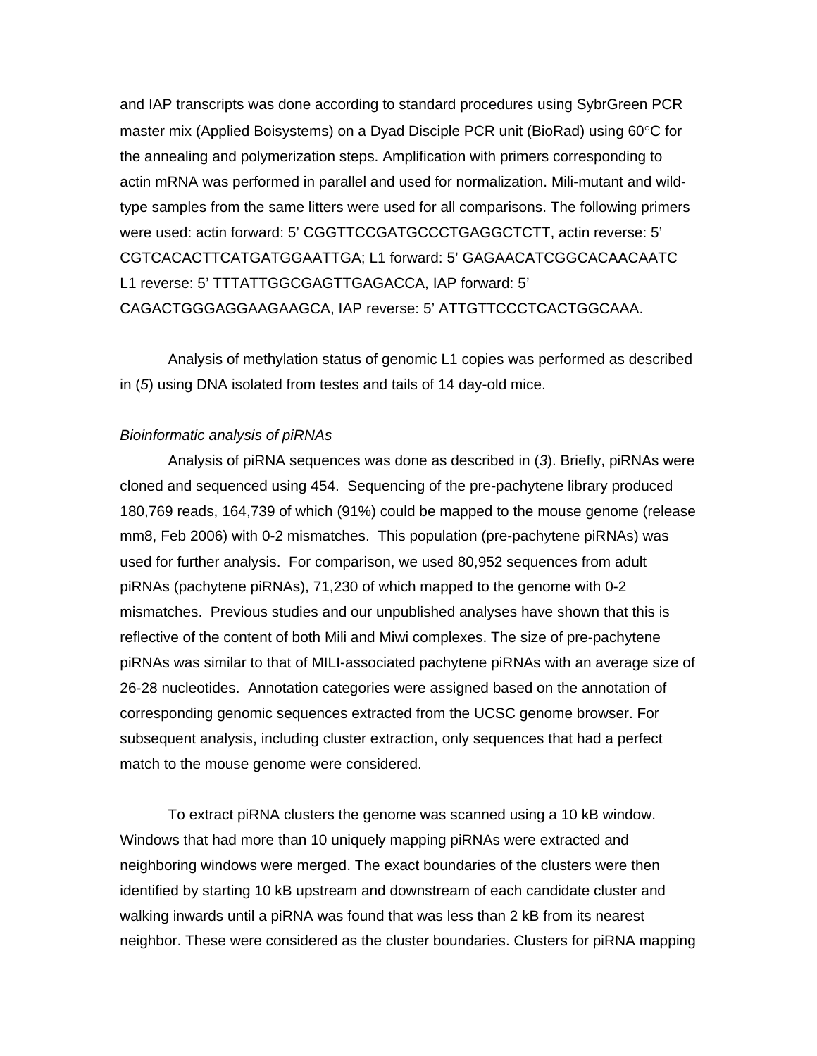and IAP transcripts was done according to standard procedures using SybrGreen PCR master mix (Applied Boisystems) on a Dyad Disciple PCR unit (BioRad) using 60°C for the annealing and polymerization steps. Amplification with primers corresponding to actin mRNA was performed in parallel and used for normalization. Mili-mutant and wild-type samples from the same litters were used for all comparisons. The following primers were used: actin forward: 5' CGGTTCCGATGCCCTGAGGCTCTT, actin reverse: 5' CGTCACACTTCATGATGGAATTGA; L1 forward: 5' GAGAACATCGGCACAACAATC L1 reverse: 5' TTTATTGGCGAGTTGAGACCA, IAP forward: 5' CAGACTGGGAGGAAGAAGCA, IAP reverse: 5' ATTGTTCCCTCACTGGCAAA.

Analysis of methylation status of genomic L1 copies was performed as described in (*5*) using DNA isolated from testes and tails of 14 day-old mice.

*Bioinformatic analysis of piRNAs*

Analysis of piRNA sequences was done as described in (*3*). Briefly, piRNAs were cloned and sequenced using 454. Sequencing of the pre-pachytene library produced 180,769 reads, 164,739 of which (91%) could be mapped to the mouse genome (release mm8, Feb 2006) with 0-2 mismatches. This population (pre-pachytene piRNAs) was used for further analysis. For comparison, we used 80,952 sequences from adult piRNAs (pachytene piRNAs), 71,230 of which mapped to the genome with 0-2 mismatches. Previous studies and our unpublished analyses have shown that this is reflective of the content of both Mili and Miwi complexes. The size of pre-pachytene piRNAs was similar to that of MILI-associated pachytene piRNAs with an average size of 26-28 nucleotides. Annotation categories were assigned based on the annotation of corresponding genomic sequences extracted from the UCSC genome browser. For subsequent analysis, including cluster extraction, only sequences that had a perfect match to the mouse genome were considered.

To extract piRNA clusters the genome was scanned using a 10 kB window. Windows that had more than 10 uniquely mapping piRNAs were extracted and neighboring windows were merged. The exact boundaries of the clusters were then identified by starting 10 kB upstream and downstream of each candidate cluster and walking inwards until a piRNA was found that was less than 2 kB from its nearest neighbor. These were considered as the cluster boundaries. Clusters for piRNA mapping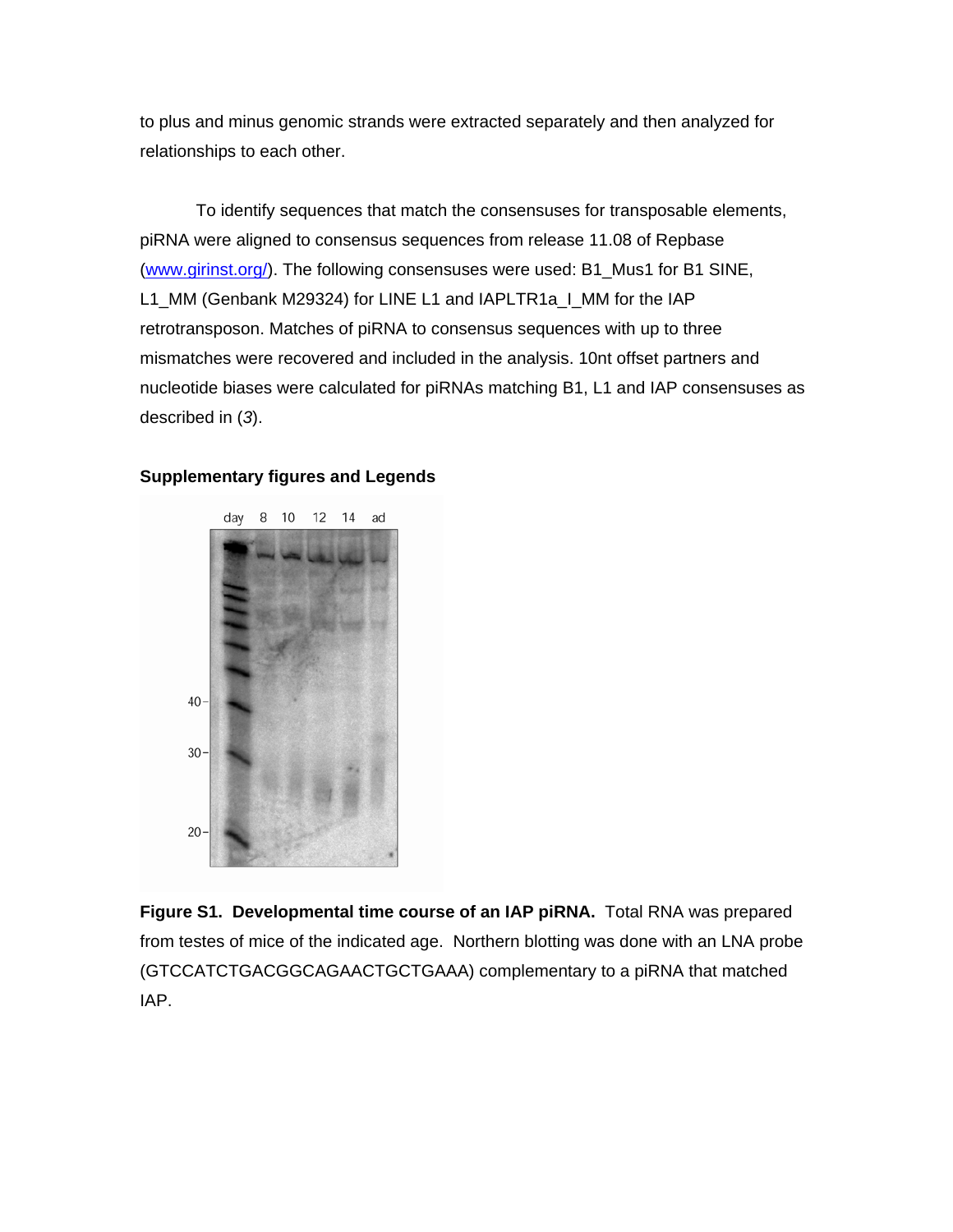to plus and minus genomic strands were extracted separately and then analyzed for relationships to each other.

To identify sequences that match the consensuses for transposable elements, piRNA were aligned to consensus sequences from release 11.08 of Repbase (www.girinst.org/). The following consensuses were used: B1_Mus1 for B1 SINE, L1_MM (Genbank M29324) for LINE L1 and IAPLTR1a_I_MM for the IAP retrotransposon. Matches of piRNA to consensus sequences with up to three mismatches were recovered and included in the analysis. 10nt offset partners and nucleotide biases were calculated for piRNAs matching B1, L1 and IAP consensuses as described in (*3*).

**Supplementary figures and Legends**

**Figure S1. Developmental time course of an IAP piRNA.** Total RNA was prepared from testes of mice of the indicated age. Northern blotting was done with an LNA probe (GTCCATCTGACGGCAGAACTGCTGAAA) complementary to a piRNA that matched IAP.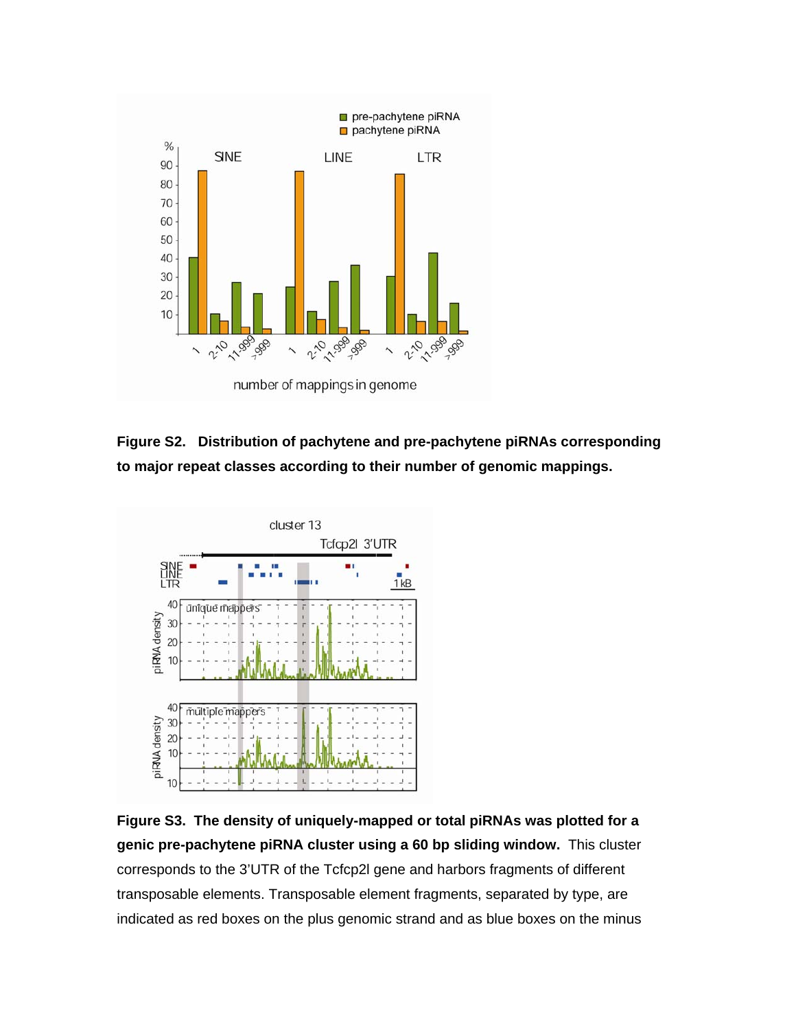**Figure S2. Distribution of pachytene and pre-pachytene piRNAs corresponding to major repeat classes according to their number of genomic mappings.**

**Figure S3. The density of uniquely-mapped or total piRNAs was plotted for a genic pre-pachytene piRNA cluster using a 60 bp sliding window.** This cluster corresponds to the 3'UTR of the Tcfcp2l gene and harbors fragments of different transposable elements. Transposable element fragments, separated by type, are indicated as red boxes on the plus genomic strand and as blue boxes on the minus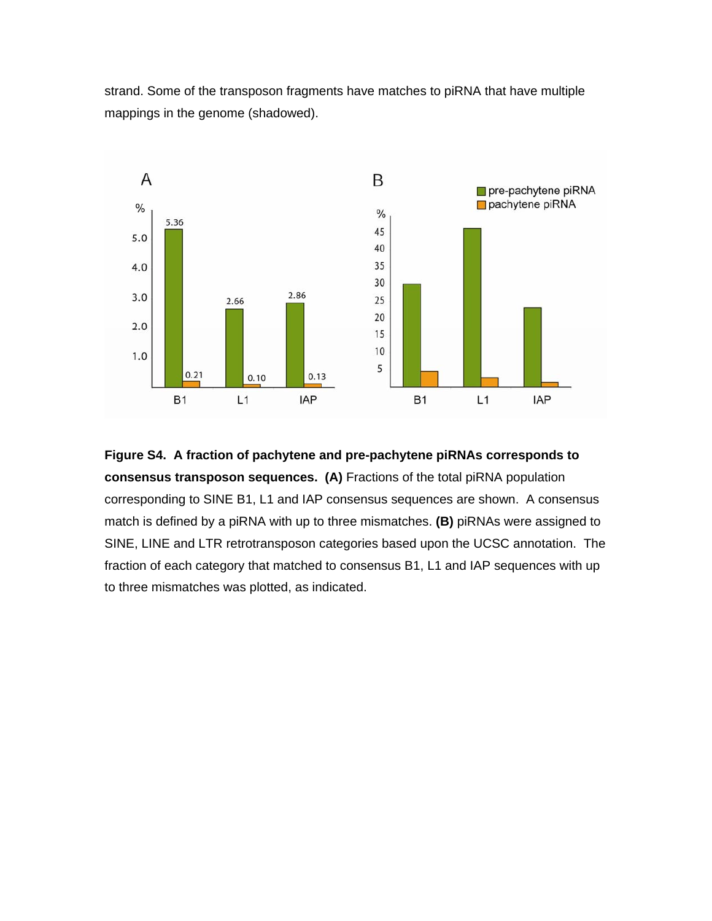strand. Some of the transposon fragments have matches to piRNA that have multiple mappings in the genome (shadowed).

**Figure S4. A fraction of pachytene and pre-pachytene piRNAs corresponds to consensus transposon sequences. (A)** Fractions of the total piRNA population corresponding to SINE B1, L1 and IAP consensus sequences are shown. A consensus match is defined by a piRNA with up to three mismatches. **(B)** piRNAs were assigned to SINE, LINE and LTR retrotransposon categories based upon the UCSC annotation. The fraction of each category that matched to consensus B1, L1 and IAP sequences with up to three mismatches was plotted, as indicated.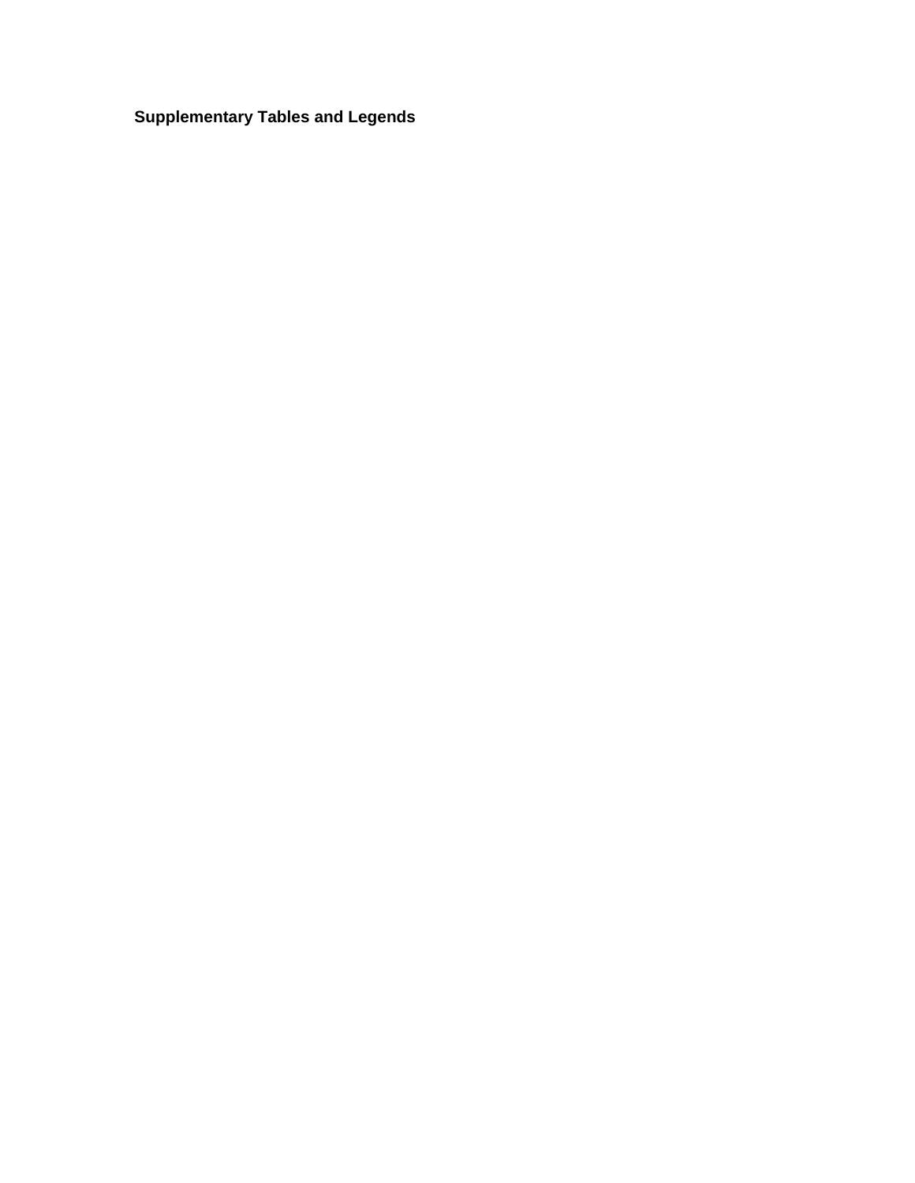**Supplementary Tables and Legends**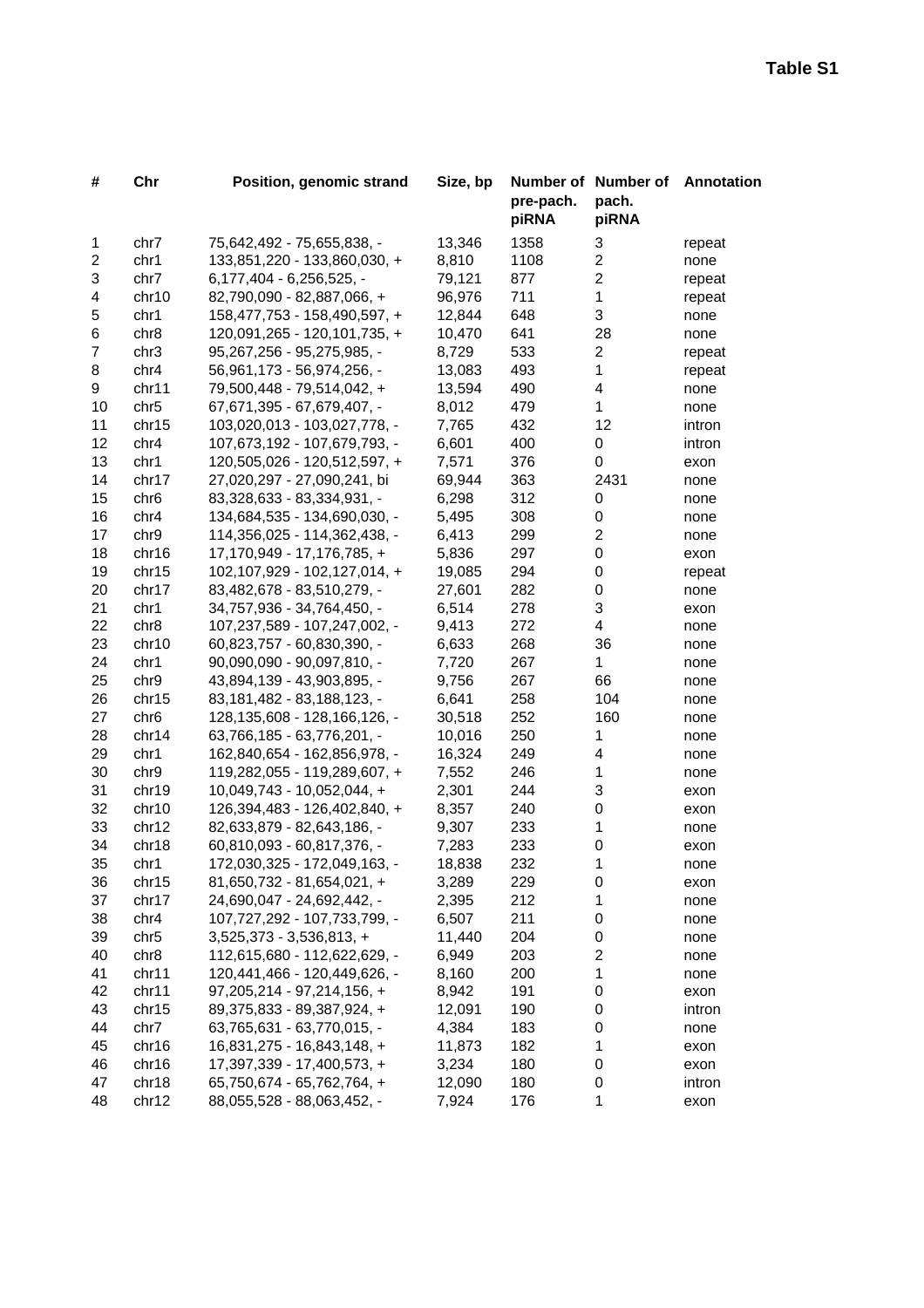**Table S1**

| # | Chr | Position, genomic strand | Size, bp | Number of pre-pach. piRNA | Number of pach. piRNA | Annotation |
|---|---|---|---|---|---|---|
| 1 | chr7 | 75,642,492 - 75,655,838, - | 13,346 | 1358 | 3 | repeat |
| 2 | chr1 | 133,851,220 - 133,860,030, + | 8,810 | 1108 | 2 | none |
| 3 | chr7 | 6,177,404 - 6,256,525, - | 79,121 | 877 | 2 | repeat |
| 4 | chr10 | 82,790,090 - 82,887,066, + | 96,976 | 711 | 1 | repeat |
| 5 | chr1 | 158,477,753 - 158,490,597, + | 12,844 | 648 | 3 | none |
| 6 | chr8 | 120,091,265 - 120,101,735, + | 10,470 | 641 | 28 | none |
| 7 | chr3 | 95,267,256 - 95,275,985, - | 8,729 | 533 | 2 | repeat |
| 8 | chr4 | 56,961,173 - 56,974,256, - | 13,083 | 493 | 1 | repeat |
| 9 | chr11 | 79,500,448 - 79,514,042, + | 13,594 | 490 | 4 | none |
| 10 | chr5 | 67,671,395 - 67,679,407, - | 8,012 | 479 | 1 | none |
| 11 | chr15 | 103,020,013 - 103,027,778, - | 7,765 | 432 | 12 | intron |
| 12 | chr4 | 107,673,192 - 107,679,793, - | 6,601 | 400 | 0 | intron |
| 13 | chr1 | 120,505,026 - 120,512,597, + | 7,571 | 376 | 0 | exon |
| 14 | chr17 | 27,020,297 - 27,090,241, bi | 69,944 | 363 | 2431 | none |
| 15 | chr6 | 83,328,633 - 83,334,931, - | 6,298 | 312 | 0 | none |
| 16 | chr4 | 134,684,535 - 134,690,030, - | 5,495 | 308 | 0 | none |
| 17 | chr9 | 114,356,025 - 114,362,438, - | 6,413 | 299 | 2 | none |
| 18 | chr16 | 17,170,949 - 17,176,785, + | 5,836 | 297 | 0 | exon |
| 19 | chr15 | 102,107,929 - 102,127,014, + | 19,085 | 294 | 0 | repeat |
| 20 | chr17 | 83,482,678 - 83,510,279, - | 27,601 | 282 | 0 | none |
| 21 | chr1 | 34,757,936 - 34,764,450, - | 6,514 | 278 | 3 | exon |
| 22 | chr8 | 107,237,589 - 107,247,002, - | 9,413 | 272 | 4 | none |
| 23 | chr10 | 60,823,757 - 60,830,390, - | 6,633 | 268 | 36 | none |
| 24 | chr1 | 90,090,090 - 90,097,810, - | 7,720 | 267 | 1 | none |
| 25 | chr9 | 43,894,139 - 43,903,895, - | 9,756 | 267 | 66 | none |
| 26 | chr15 | 83,181,482 - 83,188,123, - | 6,641 | 258 | 104 | none |
| 27 | chr6 | 128,135,608 - 128,166,126, - | 30,518 | 252 | 160 | none |
| 28 | chr14 | 63,766,185 - 63,776,201, - | 10,016 | 250 | 1 | none |
| 29 | chr1 | 162,840,654 - 162,856,978, - | 16,324 | 249 | 4 | none |
| 30 | chr9 | 119,282,055 - 119,289,607, + | 7,552 | 246 | 1 | none |
| 31 | chr19 | 10,049,743 - 10,052,044, + | 2,301 | 244 | 3 | exon |
| 32 | chr10 | 126,394,483 - 126,402,840, + | 8,357 | 240 | 0 | exon |
| 33 | chr12 | 82,633,879 - 82,643,186, - | 9,307 | 233 | 1 | none |
| 34 | chr18 | 60,810,093 - 60,817,376, - | 7,283 | 233 | 0 | exon |
| 35 | chr1 | 172,030,325 - 172,049,163, - | 18,838 | 232 | 1 | none |
| 36 | chr15 | 81,650,732 - 81,654,021, + | 3,289 | 229 | 0 | exon |
| 37 | chr17 | 24,690,047 - 24,692,442, - | 2,395 | 212 | 1 | none |
| 38 | chr4 | 107,727,292 - 107,733,799, - | 6,507 | 211 | 0 | none |
| 39 | chr5 | 3,525,373 - 3,536,813, + | 11,440 | 204 | 0 | none |
| 40 | chr8 | 112,615,680 - 112,622,629, - | 6,949 | 203 | 2 | none |
| 41 | chr11 | 120,441,466 - 120,449,626, - | 8,160 | 200 | 1 | none |
| 42 | chr11 | 97,205,214 - 97,214,156, + | 8,942 | 191 | 0 | exon |
| 43 | chr15 | 89,375,833 - 89,387,924, + | 12,091 | 190 | 0 | intron |
| 44 | chr7 | 63,765,631 - 63,770,015, - | 4,384 | 183 | 0 | none |
| 45 | chr16 | 16,831,275 - 16,843,148, + | 11,873 | 182 | 1 | exon |
| 46 | chr16 | 17,397,339 - 17,400,573, + | 3,234 | 180 | 0 | exon |
| 47 | chr18 | 65,750,674 - 65,762,764, + | 12,090 | 180 | 0 | intron |
| 48 | chr12 | 88,055,528 - 88,063,452, - | 7,924 | 176 | 1 | exon |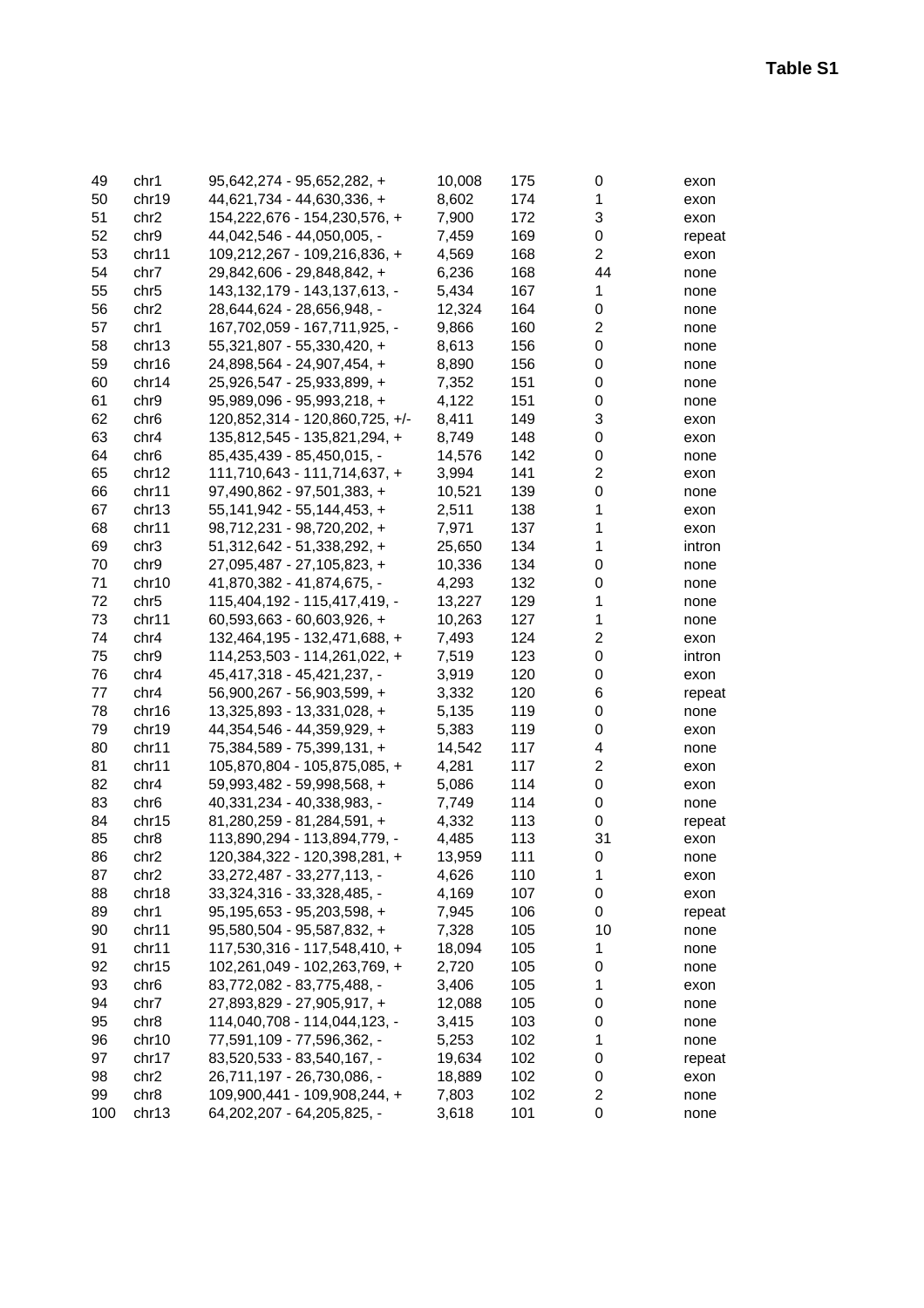**Table S1**

| | | | | | | |
|---|---|---|---|---|---|---|
| 49 | chr1 | 95,642,274 - 95,652,282, + | 10,008 | 175 | 0 | exon |
| 50 | chr19 | 44,621,734 - 44,630,336, + | 8,602 | 174 | 1 | exon |
| 51 | chr2 | 154,222,676 - 154,230,576, + | 7,900 | 172 | 3 | exon |
| 52 | chr9 | 44,042,546 - 44,050,005, - | 7,459 | 169 | 0 | repeat |
| 53 | chr11 | 109,212,267 - 109,216,836, + | 4,569 | 168 | 2 | exon |
| 54 | chr7 | 29,842,606 - 29,848,842, + | 6,236 | 168 | 44 | none |
| 55 | chr5 | 143,132,179 - 143,137,613, - | 5,434 | 167 | 1 | none |
| 56 | chr2 | 28,644,624 - 28,656,948, - | 12,324 | 164 | 0 | none |
| 57 | chr1 | 167,702,059 - 167,711,925, - | 9,866 | 160 | 2 | none |
| 58 | chr13 | 55,321,807 - 55,330,420, + | 8,613 | 156 | 0 | none |
| 59 | chr16 | 24,898,564 - 24,907,454, + | 8,890 | 156 | 0 | none |
| 60 | chr14 | 25,926,547 - 25,933,899, + | 7,352 | 151 | 0 | none |
| 61 | chr9 | 95,989,096 - 95,993,218, + | 4,122 | 151 | 0 | none |
| 62 | chr6 | 120,852,314 - 120,860,725, +/- | 8,411 | 149 | 3 | exon |
| 63 | chr4 | 135,812,545 - 135,821,294, + | 8,749 | 148 | 0 | exon |
| 64 | chr6 | 85,435,439 - 85,450,015, - | 14,576 | 142 | 0 | none |
| 65 | chr12 | 111,710,643 - 111,714,637, + | 3,994 | 141 | 2 | exon |
| 66 | chr11 | 97,490,862 - 97,501,383, + | 10,521 | 139 | 0 | none |
| 67 | chr13 | 55,141,942 - 55,144,453, + | 2,511 | 138 | 1 | exon |
| 68 | chr11 | 98,712,231 - 98,720,202, + | 7,971 | 137 | 1 | exon |
| 69 | chr3 | 51,312,642 - 51,338,292, + | 25,650 | 134 | 1 | intron |
| 70 | chr9 | 27,095,487 - 27,105,823, + | 10,336 | 134 | 0 | none |
| 71 | chr10 | 41,870,382 - 41,874,675, - | 4,293 | 132 | 0 | none |
| 72 | chr5 | 115,404,192 - 115,417,419, - | 13,227 | 129 | 1 | none |
| 73 | chr11 | 60,593,663 - 60,603,926, + | 10,263 | 127 | 1 | none |
| 74 | chr4 | 132,464,195 - 132,471,688, + | 7,493 | 124 | 2 | exon |
| 75 | chr9 | 114,253,503 - 114,261,022, + | 7,519 | 123 | 0 | intron |
| 76 | chr4 | 45,417,318 - 45,421,237, - | 3,919 | 120 | 0 | exon |
| 77 | chr4 | 56,900,267 - 56,903,599, + | 3,332 | 120 | 6 | repeat |
| 78 | chr16 | 13,325,893 - 13,331,028, + | 5,135 | 119 | 0 | none |
| 79 | chr19 | 44,354,546 - 44,359,929, + | 5,383 | 119 | 0 | exon |
| 80 | chr11 | 75,384,589 - 75,399,131, + | 14,542 | 117 | 4 | none |
| 81 | chr11 | 105,870,804 - 105,875,085, + | 4,281 | 117 | 2 | exon |
| 82 | chr4 | 59,993,482 - 59,998,568, + | 5,086 | 114 | 0 | exon |
| 83 | chr6 | 40,331,234 - 40,338,983, - | 7,749 | 114 | 0 | none |
| 84 | chr15 | 81,280,259 - 81,284,591, + | 4,332 | 113 | 0 | repeat |
| 85 | chr8 | 113,890,294 - 113,894,779, - | 4,485 | 113 | 31 | exon |
| 86 | chr2 | 120,384,322 - 120,398,281, + | 13,959 | 111 | 0 | none |
| 87 | chr2 | 33,272,487 - 33,277,113, - | 4,626 | 110 | 1 | exon |
| 88 | chr18 | 33,324,316 - 33,328,485, - | 4,169 | 107 | 0 | exon |
| 89 | chr1 | 95,195,653 - 95,203,598, + | 7,945 | 106 | 0 | repeat |
| 90 | chr11 | 95,580,504 - 95,587,832, + | 7,328 | 105 | 10 | none |
| 91 | chr11 | 117,530,316 - 117,548,410, + | 18,094 | 105 | 1 | none |
| 92 | chr15 | 102,261,049 - 102,263,769, + | 2,720 | 105 | 0 | none |
| 93 | chr6 | 83,772,082 - 83,775,488, - | 3,406 | 105 | 1 | exon |
| 94 | chr7 | 27,893,829 - 27,905,917, + | 12,088 | 105 | 0 | none |
| 95 | chr8 | 114,040,708 - 114,044,123, - | 3,415 | 103 | 0 | none |
| 96 | chr10 | 77,591,109 - 77,596,362, - | 5,253 | 102 | 1 | none |
| 97 | chr17 | 83,520,533 - 83,540,167, - | 19,634 | 102 | 0 | repeat |
| 98 | chr2 | 26,711,197 - 26,730,086, - | 18,889 | 102 | 0 | exon |
| 99 | chr8 | 109,900,441 - 109,908,244, + | 7,803 | 102 | 2 | none |
| 100 | chr13 | 64,202,207 - 64,205,825, - | 3,618 | 101 | 0 | none |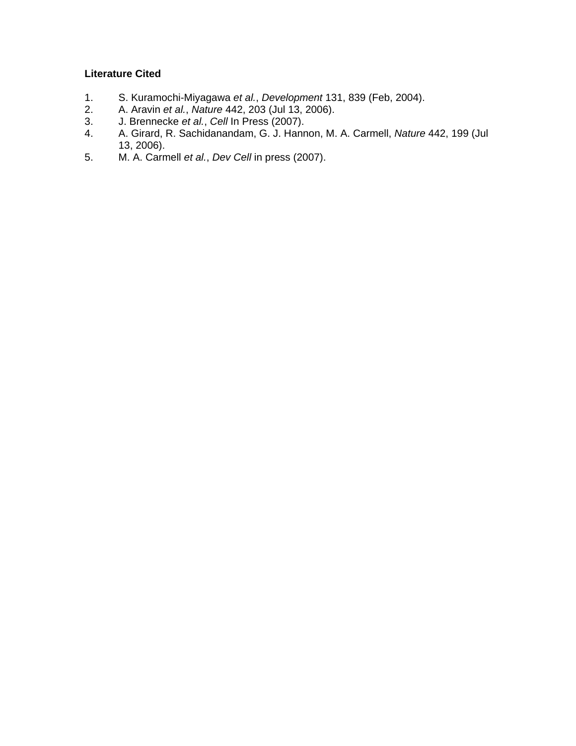**Literature Cited**

1. S. Kuramochi-Miyagawa *et al.*, *Development* 131, 839 (Feb, 2004).
2. A. Aravin *et al.*, *Nature* 442, 203 (Jul 13, 2006).
3. J. Brennecke *et al.*, *Cell* In Press (2007).
4. A. Girard, R. Sachidanandam, G. J. Hannon, M. A. Carmell, *Nature* 442, 199 (Jul 13, 2006).
5. M. A. Carmell *et al.*, *Dev Cell* in press (2007).